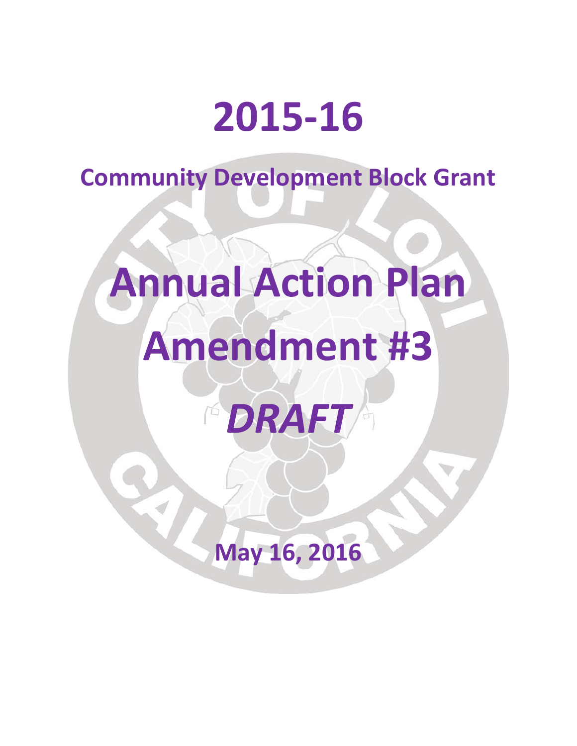# 2015-16

## Community Development Block Grant

# Annual Action Plan

# Amendment #3

# *DRAFT*

## May 16, 2016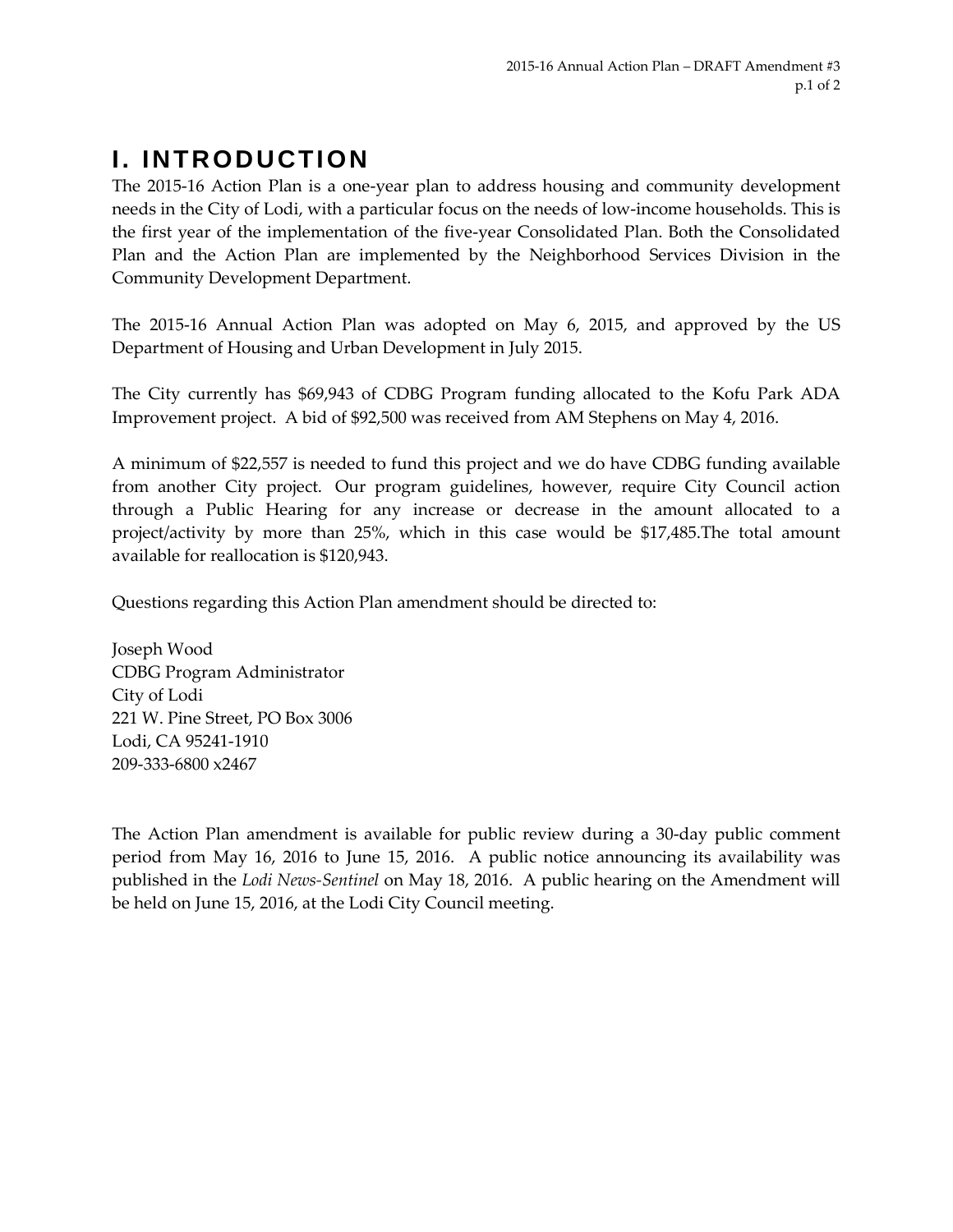# I. INTRODUCTION

The 2015-16 Action Plan is a one-year plan to address housing and community development needs in the City of Lodi, with a particular focus on the needs of low-income households. This is the first year of the implementation of the five-year Consolidated Plan. Both the Consolidated Plan and the Action Plan are implemented by the Neighborhood Services Division in the Community Development Department.

The 2015-16 Annual Action Plan was adopted on May 6, 2015, and approved by the US Department of Housing and Urban Development in July 2015.

The City currently has $69,943 of CDBG Program funding allocated to the Kofu Park ADA Improvement project. A bid of $92,500 was received from AM Stephens on May 4, 2016.

A minimum of $22,557 is needed to fund this project and we do have CDBG funding available from another City project. Our program guidelines, however, require City Council action through a Public Hearing for any increase or decrease in the amount allocated to a project/activity by more than 25%, which in this case would be $17,485.The total amount available for reallocation is $120,943.

Questions regarding this Action Plan amendment should be directed to:

Joseph Wood
CDBG Program Administrator
City of Lodi
221 W. Pine Street, PO Box 3006
Lodi, CA 95241-1910
209-333-6800 x2467

The Action Plan amendment is available for public review during a 30-day public comment period from May 16, 2016 to June 15, 2016. A public notice announcing its availability was published in the *Lodi News-Sentinel* on May 18, 2016. A public hearing on the Amendment will be held on June 15, 2016, at the Lodi City Council meeting.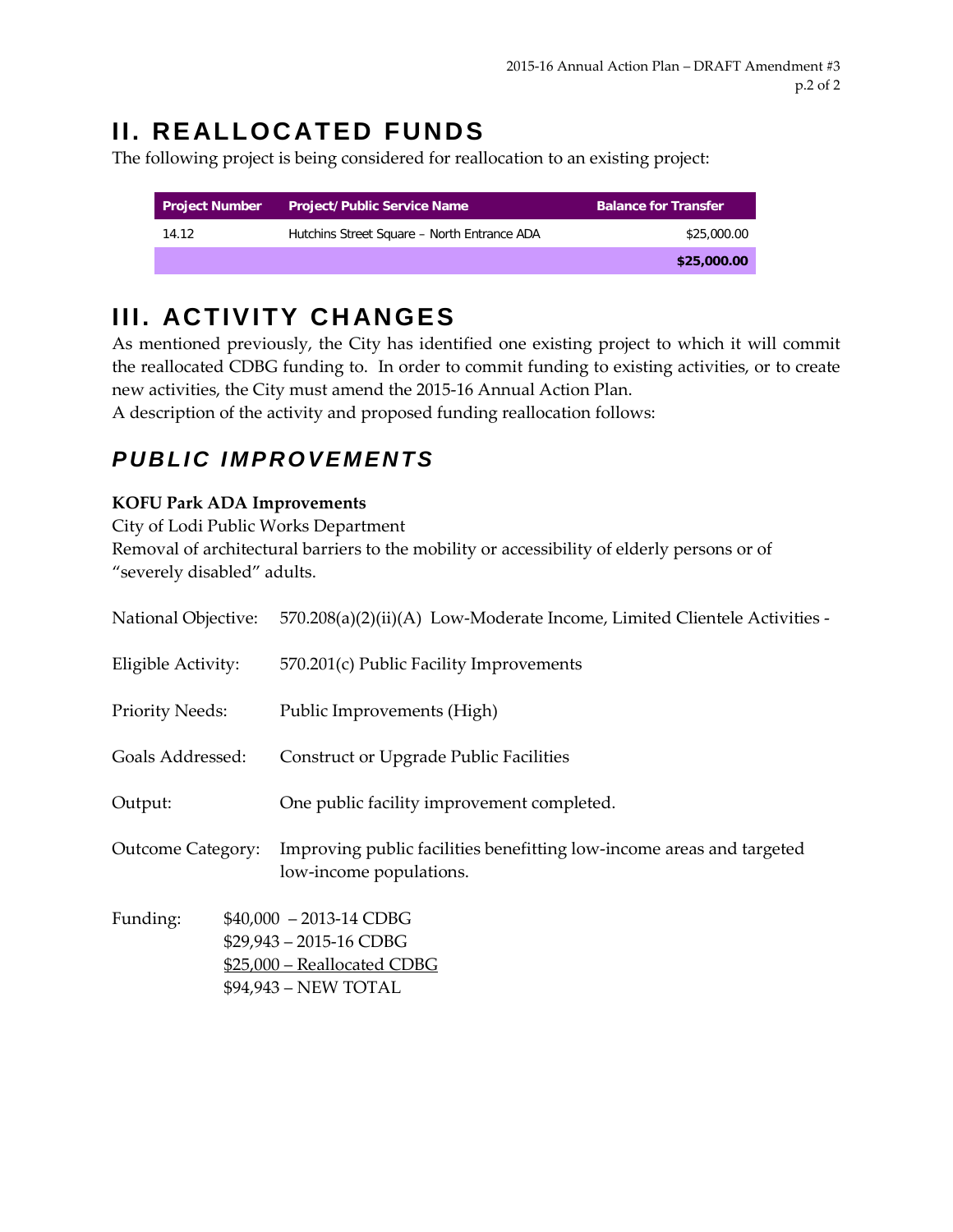## II. REALLOCATED FUNDS

The following project is being considered for reallocation to an existing project:

| Project Number | Project/Public Service Name | Balance for Transfer |
|---|---|---|
| 14.12 | Hutchins Street Square – North Entrance ADA | $25,000.00 |
| | | **$25,000.00** |

## III. ACTIVITY CHANGES

As mentioned previously, the City has identified one existing project to which it will commit the reallocated CDBG funding to. In order to commit funding to existing activities, or to create new activities, the City must amend the 2015-16 Annual Action Plan.

A description of the activity and proposed funding reallocation follows:

### *PUBLIC IMPROVEMENTS*

**KOFU Park ADA Improvements**
City of Lodi Public Works Department
Removal of architectural barriers to the mobility or accessibility of elderly persons or of "severely disabled" adults.

National Objective: 570.208(a)(2)(ii)(A) Low-Moderate Income, Limited Clientele Activities -

Eligible Activity: 570.201(c) Public Facility Improvements

Priority Needs: Public Improvements (High)

Goals Addressed: Construct or Upgrade Public Facilities

Output: One public facility improvement completed.

Outcome Category: Improving public facilities benefitting low-income areas and targeted low-income populations.

Funding:
$40,000 – 2013-14 CDBG
$29,943 – 2015-16 CDBG
<u>$25,000 – Reallocated CDBG</u>
$94,943 – NEW TOTAL